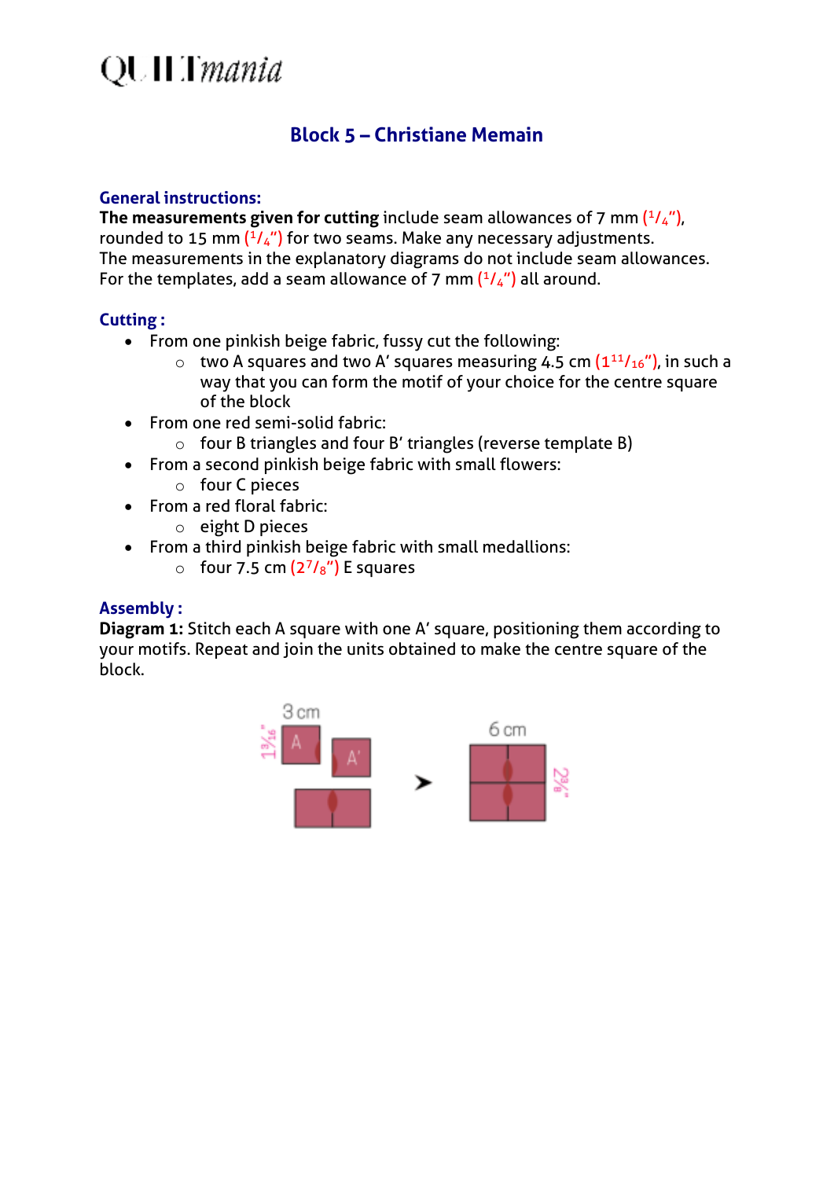QUILTmania

# Block 5 – Christiane Memain

## General instructions:

**The measurements given for cutting** include seam allowances of 7 mm (1/4"), rounded to 15 mm (1/4") for two seams. Make any necessary adjustments.
The measurements in the explanatory diagrams do not include seam allowances.
For the templates, add a seam allowance of 7 mm (1/4") all around.

## Cutting :

- From one pinkish beige fabric, fussy cut the following:
  - two A squares and two A' squares measuring 4.5 cm (1 11/16"), in such a way that you can form the motif of your choice for the centre square of the block
- From one red semi-solid fabric:
  - four B triangles and four B' triangles (reverse template B)
- From a second pinkish beige fabric with small flowers:
  - four C pieces
- From a red floral fabric:
  - eight D pieces
- From a third pinkish beige fabric with small medallions:
  - four 7.5 cm (2 7/8") E squares

## Assembly :

**Diagram 1:** Stitch each A square with one A' square, positioning them according to your motifs. Repeat and join the units obtained to make the centre square of the block.

3 cm
1 3/16"
A
A'
6 cm
2 3/8"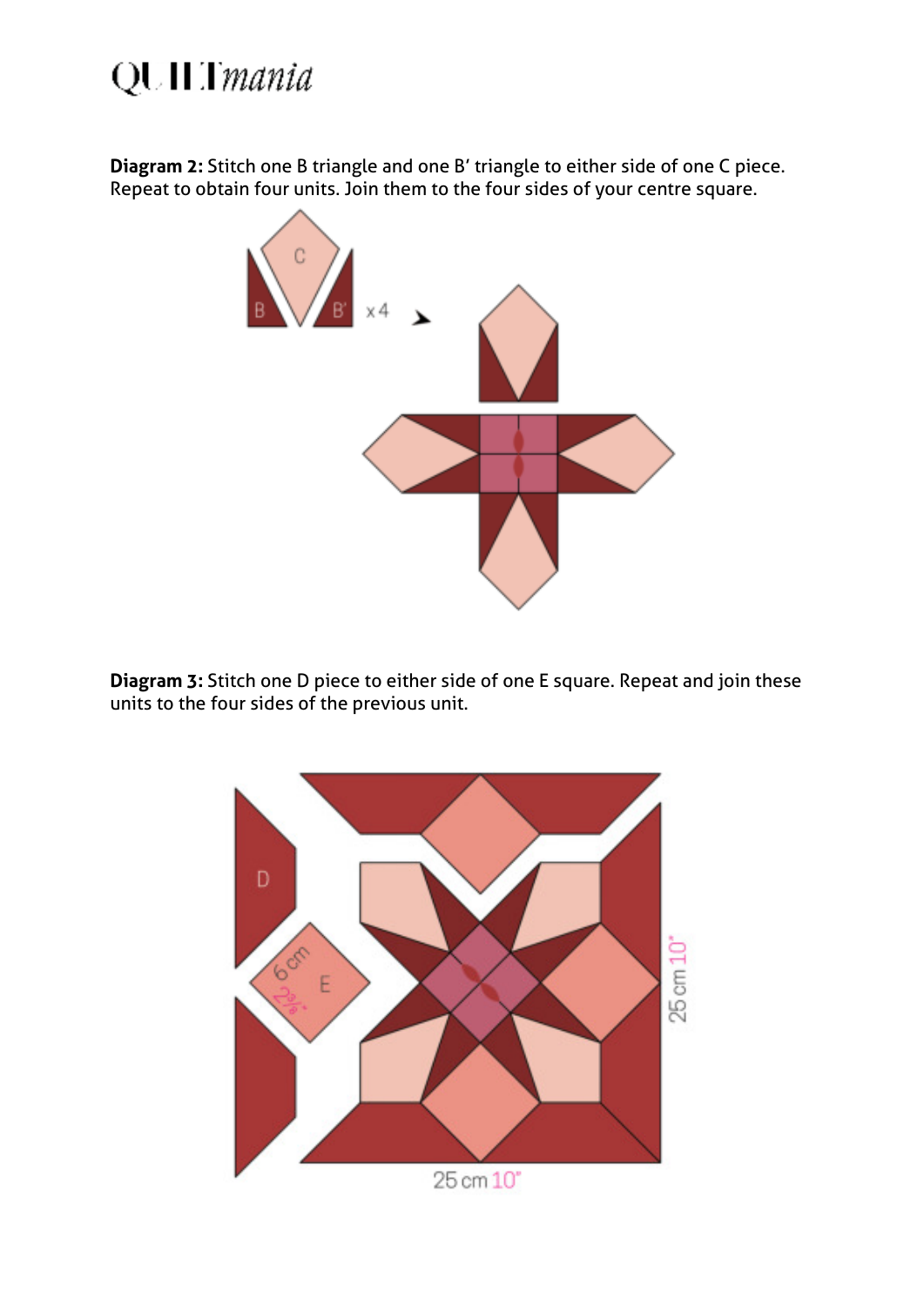**Diagram 2:** Stitch one B triangle and one B' triangle to either side of one C piece. Repeat to obtain four units. Join them to the four sides of your centre square.

C

B

B'

x 4

**Diagram 3:** Stitch one D piece to either side of one E square. Repeat and join these units to the four sides of the previous unit.

D

6 cm

2⅜"

E

25 cm 10"

25 cm 10"